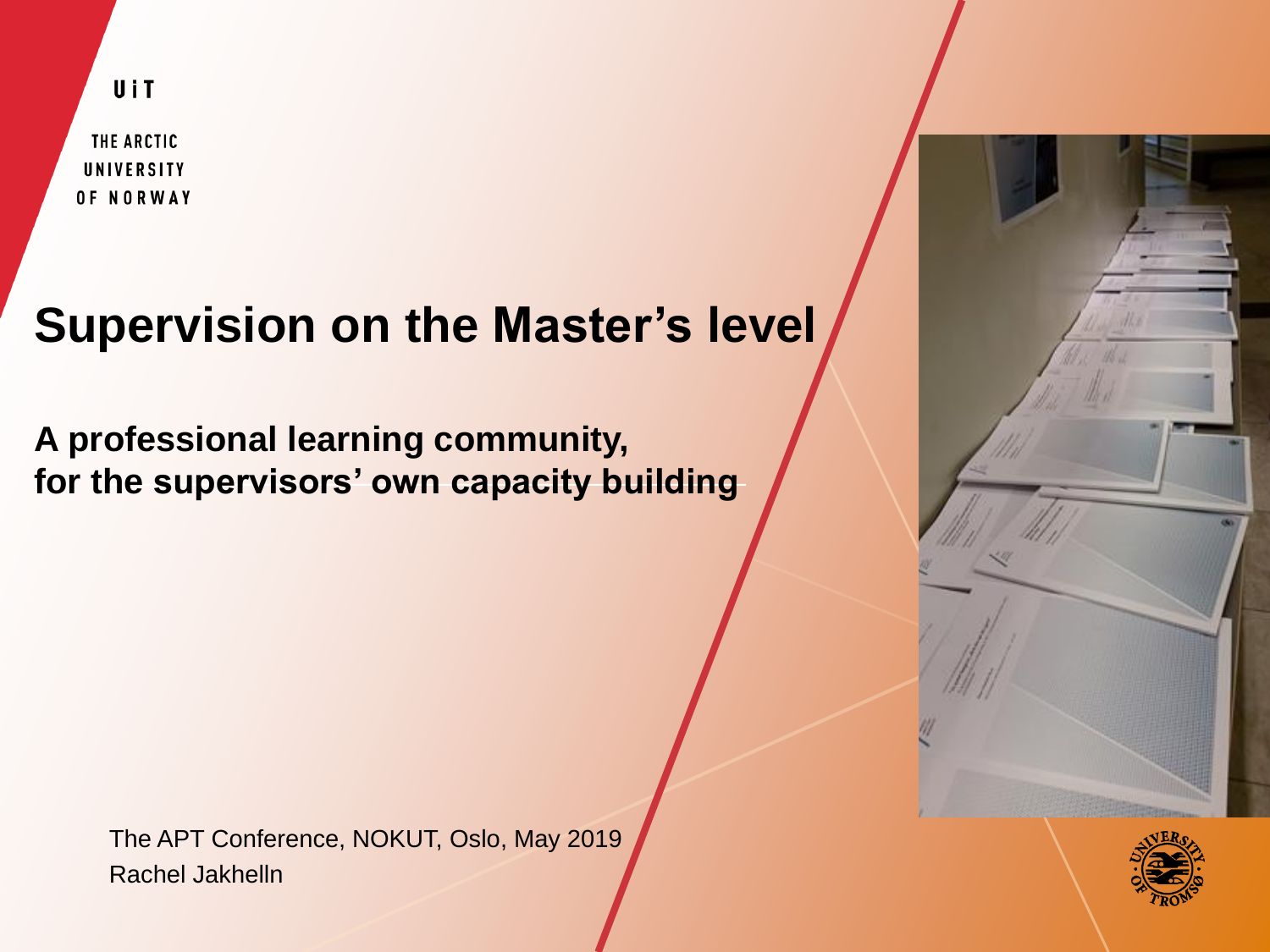UiT

THE ARCTIC UNIVERSITY OF NORWAY

# Supervision on the Master's level

## A professional learning community, for the supervisors' own capacity building

The APT Conference, NOKUT, Oslo, May 2019
Rachel Jakhelln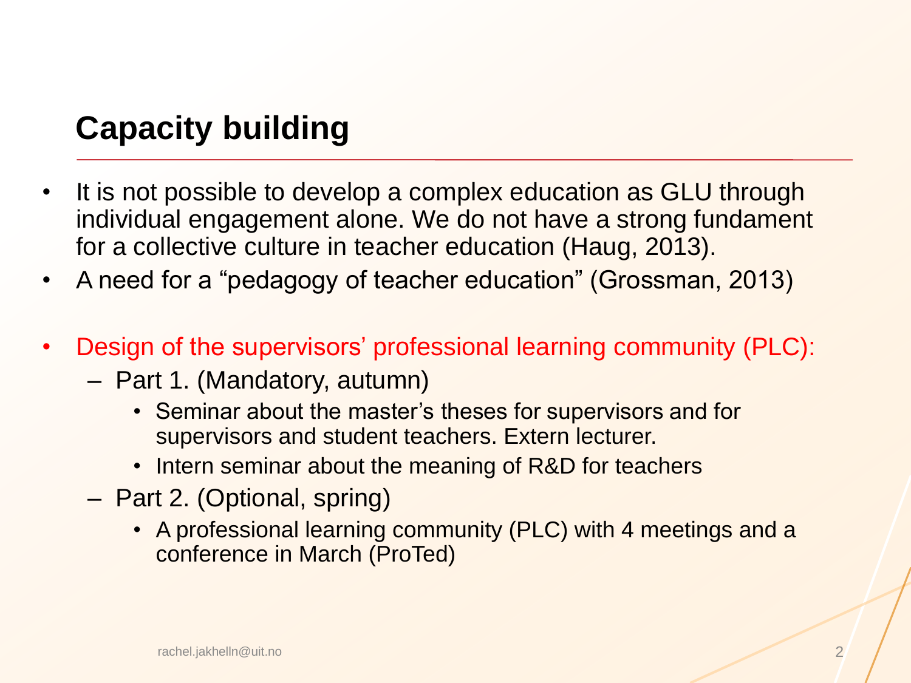## Capacity building

- It is not possible to develop a complex education as GLU through individual engagement alone. We do not have a strong fundament for a collective culture in teacher education (Haug, 2013).
- A need for a "pedagogy of teacher education" (Grossman, 2013)

- Design of the supervisors' professional learning community (PLC):
  - Part 1. (Mandatory, autumn)
    - Seminar about the master's theses for supervisors and for supervisors and student teachers. Extern lecturer.
    - Intern seminar about the meaning of R&D for teachers
  - Part 2. (Optional, spring)
    - A professional learning community (PLC) with 4 meetings and a conference in March (ProTed)

rachel.jakhelln@uit.no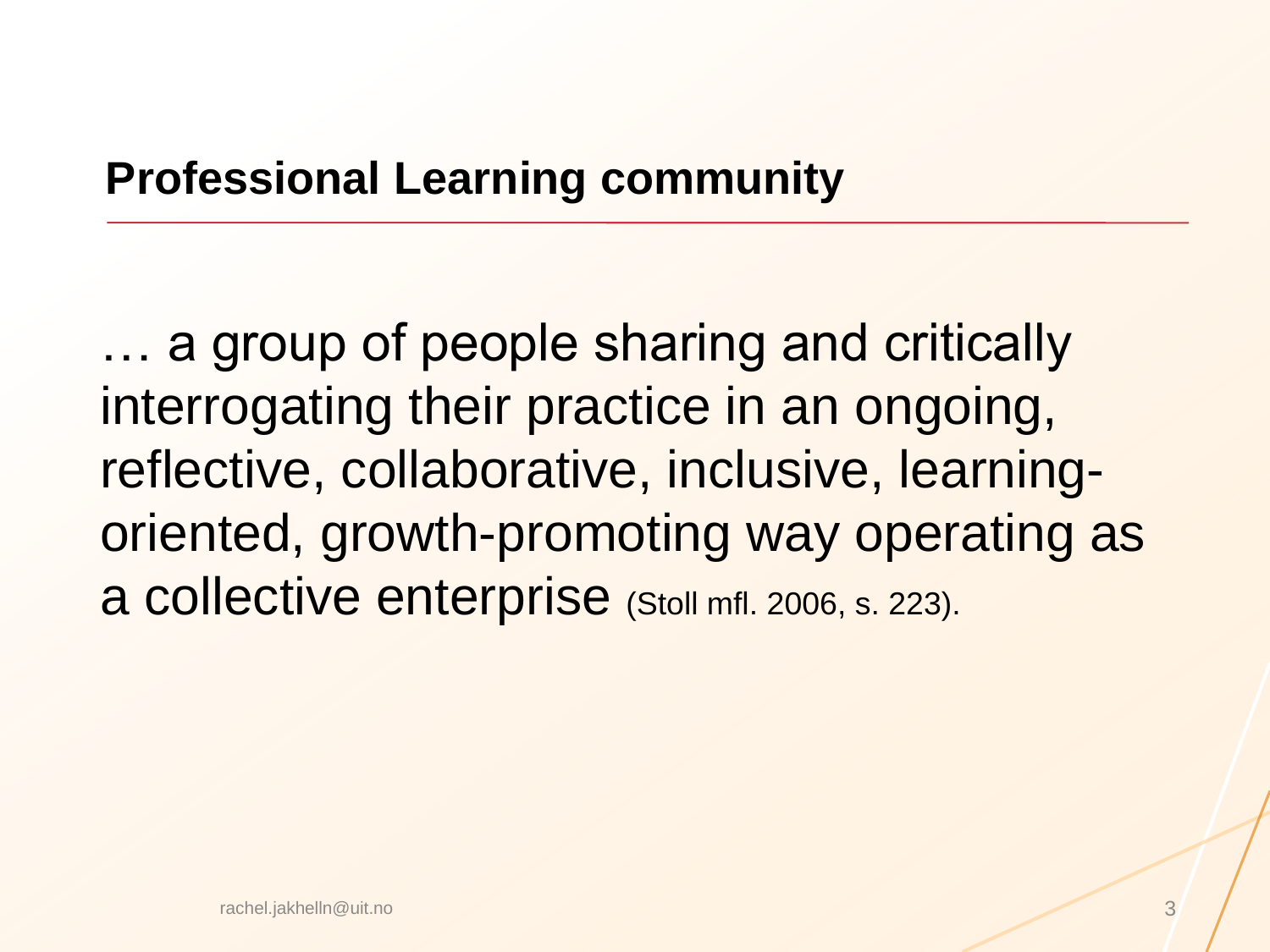## Professional Learning community

… a group of people sharing and critically interrogating their practice in an ongoing, reflective, collaborative, inclusive, learning-oriented, growth-promoting way operating as a collective enterprise (Stoll mfl. 2006, s. 223).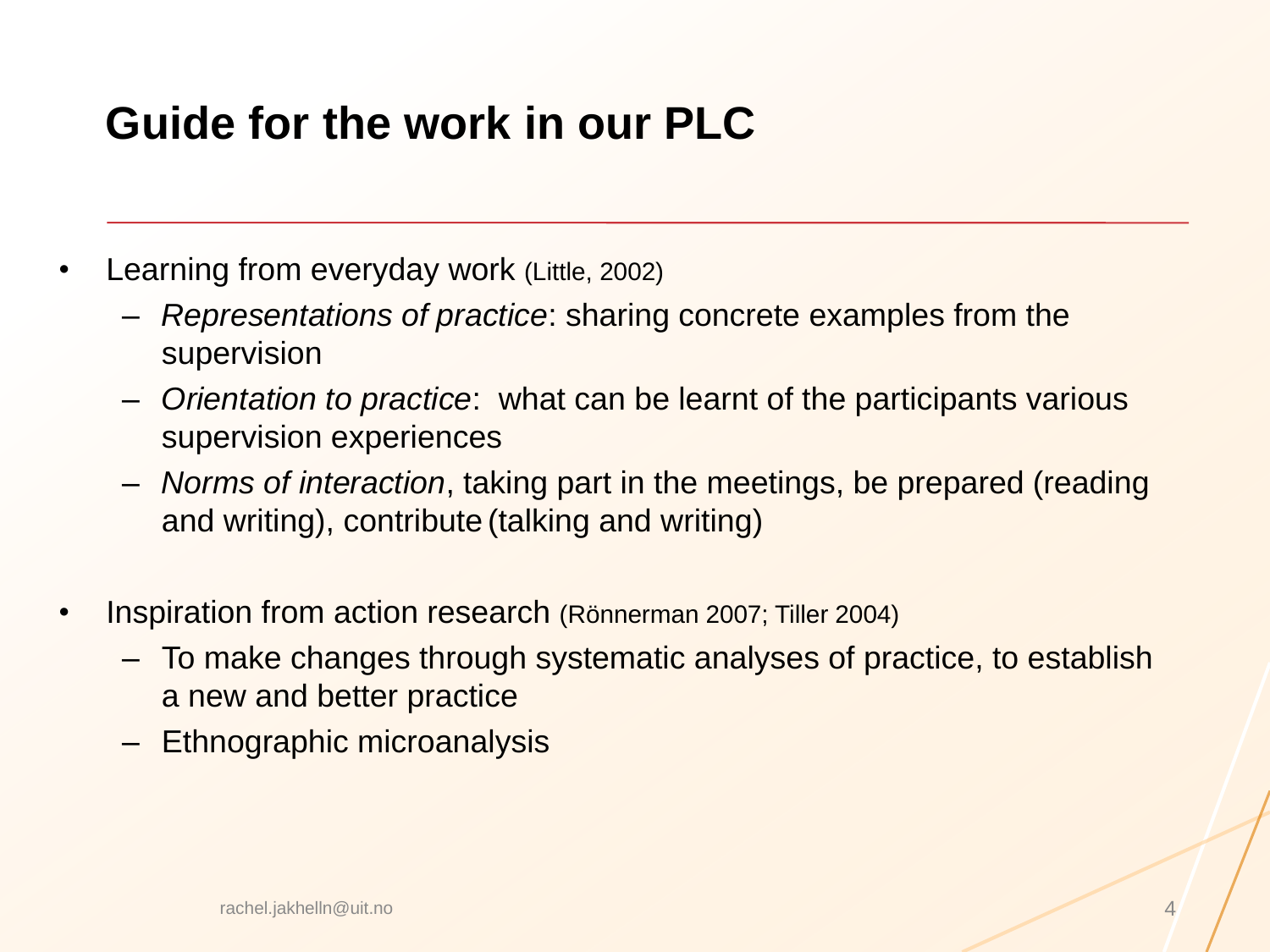# Guide for the work in our PLC

- Learning from everyday work (Little, 2002)
  - *Representations of practice*: sharing concrete examples from the supervision
  - *Orientation to practice*: what can be learnt of the participants various supervision experiences
  - *Norms of interaction*, taking part in the meetings, be prepared (reading and writing), contribute (talking and writing)

- Inspiration from action research (Rönnerman 2007; Tiller 2004)
  - To make changes through systematic analyses of practice, to establish a new and better practice
  - Ethnographic microanalysis

rachel.jakhelln@uit.no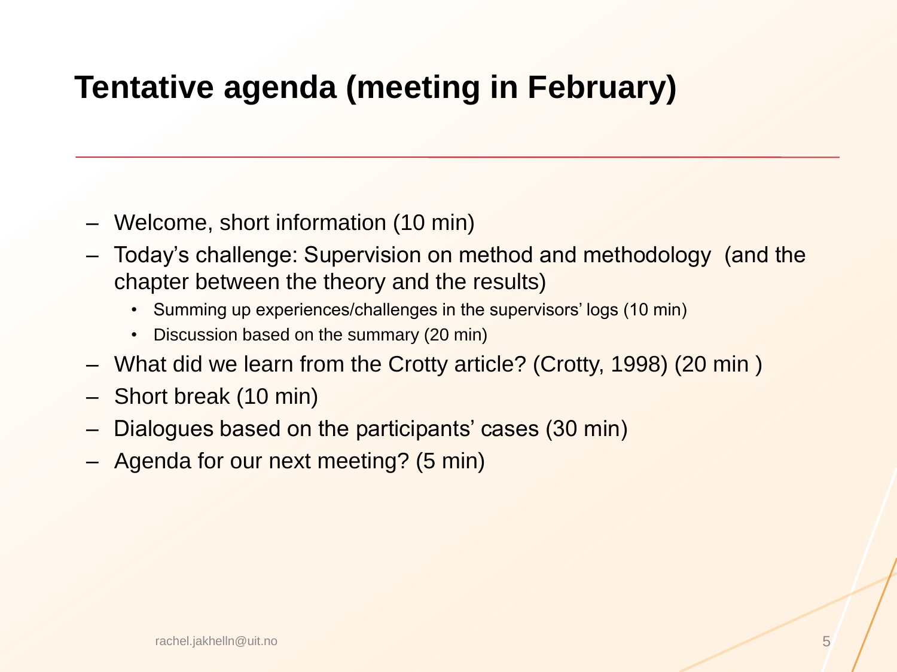# Tentative agenda (meeting in February)

- Welcome, short information (10 min)
- Today's challenge: Supervision on method and methodology (and the chapter between the theory and the results)
  - Summing up experiences/challenges in the supervisors' logs (10 min)
  - Discussion based on the summary (20 min)
- What did we learn from the Crotty article? (Crotty, 1998) (20 min )
- Short break (10 min)
- Dialogues based on the participants' cases (30 min)
- Agenda for our next meeting? (5 min)

rachel.jakhelln@uit.no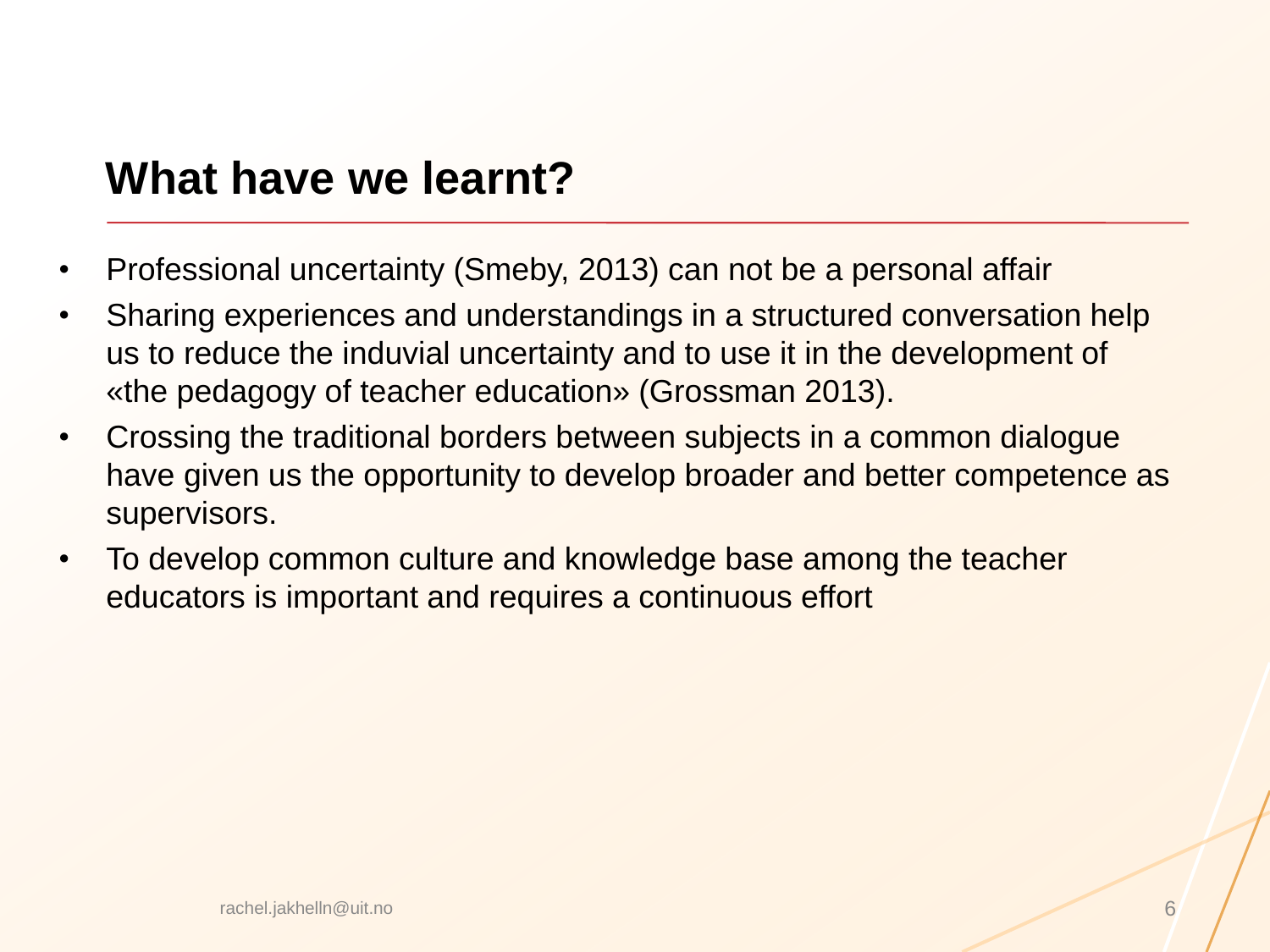# What have we learnt?

- Professional uncertainty (Smeby, 2013) can not be a personal affair
- Sharing experiences and understandings in a structured conversation help us to reduce the induvial uncertainty and to use it in the development of «the pedagogy of teacher education» (Grossman 2013).
- Crossing the traditional borders between subjects in a common dialogue have given us the opportunity to develop broader and better competence as supervisors.
- To develop common culture and knowledge base among the teacher educators is important and requires a continuous effort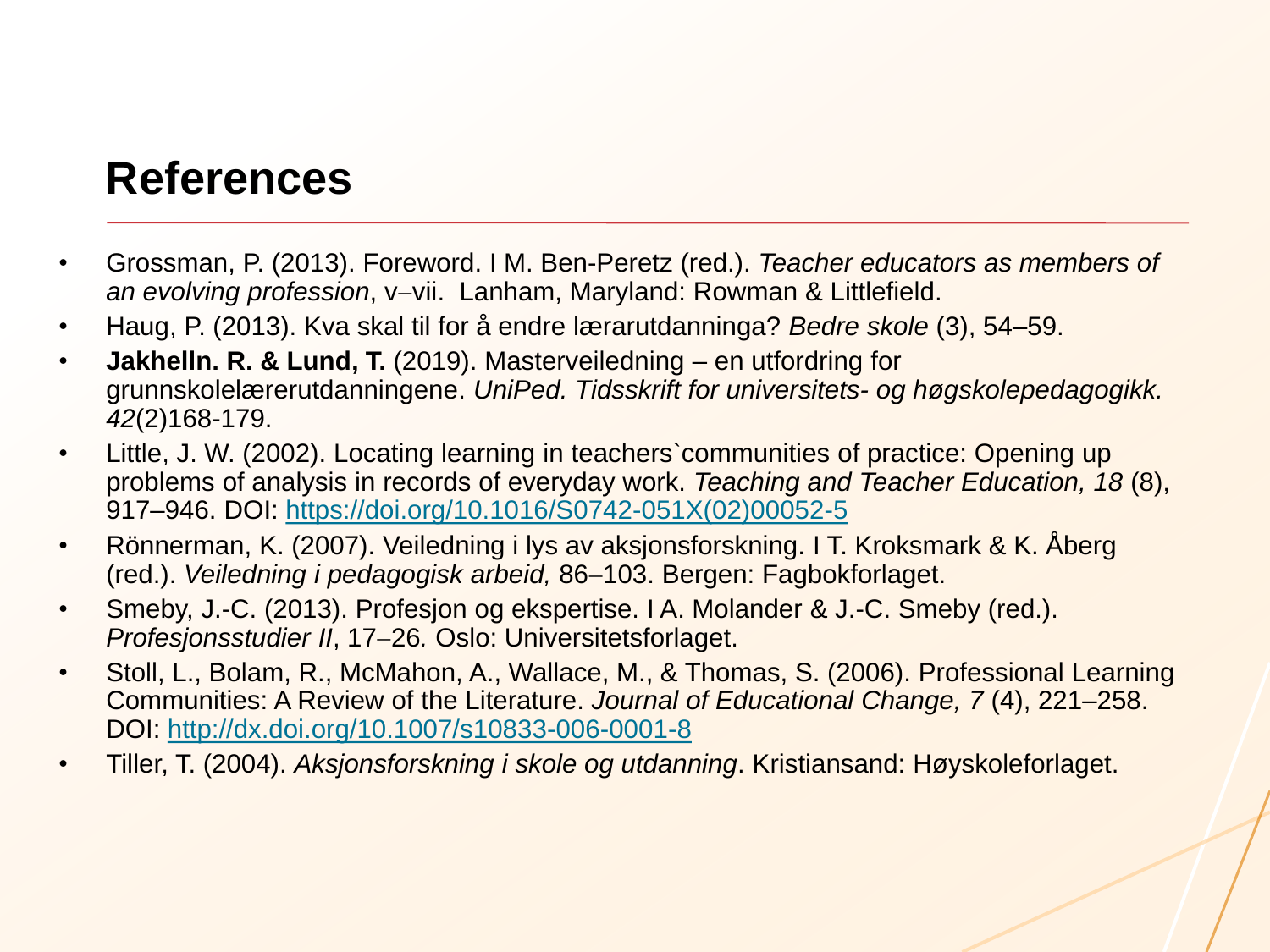# References

- Grossman, P. (2013). Foreword. I M. Ben-Peretz (red.). *Teacher educators as members of an evolving profession*, v–vii. Lanham, Maryland: Rowman & Littlefield.
- Haug, P. (2013). Kva skal til for å endre lærarutdanninga? *Bedre skole* (3), 54–59.
- **Jakhelln. R. & Lund, T.** (2019). Masterveiledning – en utfordring for grunnskolelærerutdanningene. *UniPed. Tidsskrift for universitets- og høgskolepedagogikk. 42*(2)168-179.
- Little, J. W. (2002). Locating learning in teachers`communities of practice: Opening up problems of analysis in records of everyday work. *Teaching and Teacher Education, 18* (8), 917–946. DOI: https://doi.org/10.1016/S0742-051X(02)00052-5
- Rönnerman, K. (2007). Veiledning i lys av aksjonsforskning. I T. Kroksmark & K. Åberg (red.). *Veiledning i pedagogisk arbeid,* 86–103. Bergen: Fagbokforlaget.
- Smeby, J.-C. (2013). Profesjon og ekspertise. I A. Molander & J.-C. Smeby (red.). *Profesjonsstudier II*, 17–26. Oslo: Universitetsforlaget.
- Stoll, L., Bolam, R., McMahon, A., Wallace, M., & Thomas, S. (2006). Professional Learning Communities: A Review of the Literature. *Journal of Educational Change, 7* (4), 221–258. DOI: http://dx.doi.org/10.1007/s10833-006-0001-8
- Tiller, T. (2004). *Aksjonsforskning i skole og utdanning*. Kristiansand: Høyskoleforlaget.